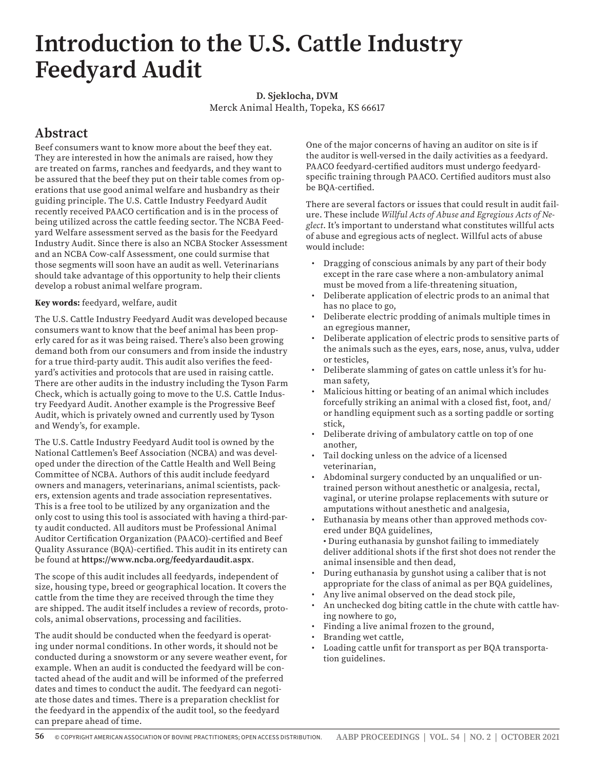# Introduction to the U.S. Cattle Industry Feedyard Audit

**D. Sjeklocha, DVM**
Merck Animal Health, Topeka, KS 66617

## Abstract

Beef consumers want to know more about the beef they eat. They are interested in how the animals are raised, how they are treated on farms, ranches and feedyards, and they want to be assured that the beef they put on their table comes from operations that use good animal welfare and husbandry as their guiding principle. The U.S. Cattle Industry Feedyard Audit recently received PAACO certification and is in the process of being utilized across the cattle feeding sector. The NCBA Feedyard Welfare assessment served as the basis for the Feedyard Industry Audit. Since there is also an NCBA Stocker Assessment and an NCBA Cow-calf Assessment, one could surmise that those segments will soon have an audit as well. Veterinarians should take advantage of this opportunity to help their clients develop a robust animal welfare program.

**Key words:** feedyard, welfare, audit

The U.S. Cattle Industry Feedyard Audit was developed because consumers want to know that the beef animal has been properly cared for as it was being raised. There's also been growing demand both from our consumers and from inside the industry for a true third-party audit. This audit also verifies the feedyard's activities and protocols that are used in raising cattle. There are other audits in the industry including the Tyson Farm Check, which is actually going to move to the U.S. Cattle Industry Feedyard Audit. Another example is the Progressive Beef Audit, which is privately owned and currently used by Tyson and Wendy's, for example.

The U.S. Cattle Industry Feedyard Audit tool is owned by the National Cattlemen's Beef Association (NCBA) and was developed under the direction of the Cattle Health and Well Being Committee of NCBA. Authors of this audit include feedyard owners and managers, veterinarians, animal scientists, packers, extension agents and trade association representatives. This is a free tool to be utilized by any organization and the only cost to using this tool is associated with having a third-party audit conducted. All auditors must be Professional Animal Auditor Certification Organization (PAACO)-certified and Beef Quality Assurance (BQA)-certified. This audit in its entirety can be found at **https://www.ncba.org/feedyardaudit.aspx**.

The scope of this audit includes all feedyards, independent of size, housing type, breed or geographical location. It covers the cattle from the time they are received through the time they are shipped. The audit itself includes a review of records, protocols, animal observations, processing and facilities.

The audit should be conducted when the feedyard is operating under normal conditions. In other words, it should not be conducted during a snowstorm or any severe weather event, for example. When an audit is conducted the feedyard will be contacted ahead of the audit and will be informed of the preferred dates and times to conduct the audit. The feedyard can negotiate those dates and times. There is a preparation checklist for the feedyard in the appendix of the audit tool, so the feedyard can prepare ahead of time.

One of the major concerns of having an auditor on site is if the auditor is well-versed in the daily activities as a feedyard. PAACO feedyard-certified auditors must undergo feedyard-specific training through PAACO. Certified auditors must also be BQA-certified.

There are several factors or issues that could result in audit failure. These include *Willful Acts of Abuse and Egregious Acts of Neglect*. It's important to understand what constitutes willful acts of abuse and egregious acts of neglect. Willful acts of abuse would include:

- Dragging of conscious animals by any part of their body except in the rare case where a non-ambulatory animal must be moved from a life-threatening situation,
- Deliberate application of electric prods to an animal that has no place to go,
- Deliberate electric prodding of animals multiple times in an egregious manner,
- Deliberate application of electric prods to sensitive parts of the animals such as the eyes, ears, nose, anus, vulva, udder or testicles,
- Deliberate slamming of gates on cattle unless it's for human safety,
- Malicious hitting or beating of an animal which includes forcefully striking an animal with a closed fist, foot, and/or handling equipment such as a sorting paddle or sorting stick,
- Deliberate driving of ambulatory cattle on top of one another,
- Tail docking unless on the advice of a licensed veterinarian,
- Abdominal surgery conducted by an unqualified or untrained person without anesthetic or analgesia, rectal, vaginal, or uterine prolapse replacements with suture or amputations without anesthetic and analgesia,
- Euthanasia by means other than approved methods covered under BQA guidelines,
  - During euthanasia by gunshot failing to immediately deliver additional shots if the first shot does not render the animal insensible and then dead,
- During euthanasia by gunshot using a caliber that is not appropriate for the class of animal as per BQA guidelines,
- Any live animal observed on the dead stock pile,
- An unchecked dog biting cattle in the chute with cattle having nowhere to go,
- Finding a live animal frozen to the ground,
- Branding wet cattle,
- Loading cattle unfit for transport as per BQA transportation guidelines.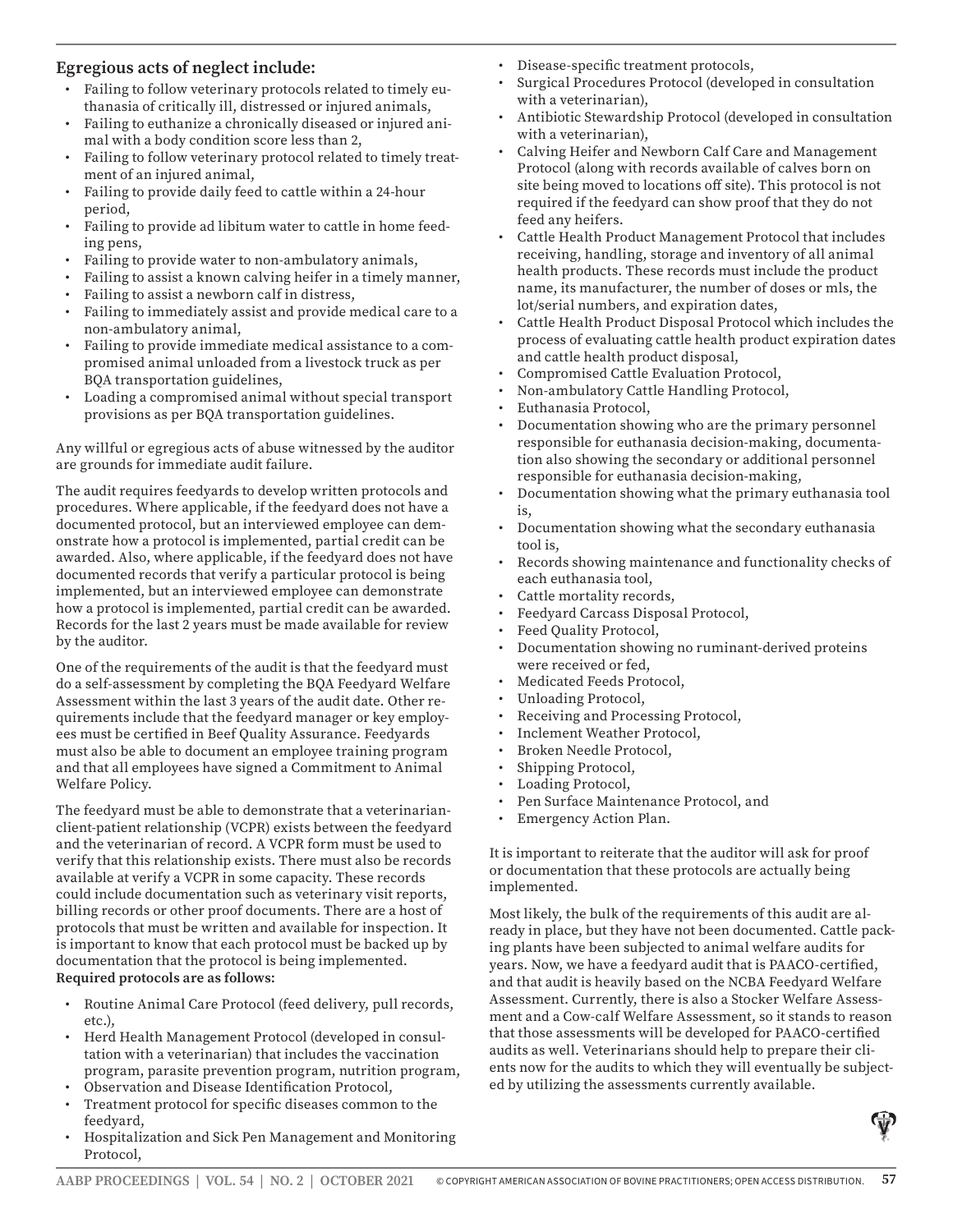### Egregious acts of neglect include:

- Failing to follow veterinary protocols related to timely euthanasia of critically ill, distressed or injured animals,
- Failing to euthanize a chronically diseased or injured animal with a body condition score less than 2,
- Failing to follow veterinary protocol related to timely treatment of an injured animal,
- Failing to provide daily feed to cattle within a 24-hour period,
- Failing to provide ad libitum water to cattle in home feeding pens,
- Failing to provide water to non-ambulatory animals,
- Failing to assist a known calving heifer in a timely manner,
- Failing to assist a newborn calf in distress,
- Failing to immediately assist and provide medical care to a non-ambulatory animal,
- Failing to provide immediate medical assistance to a compromised animal unloaded from a livestock truck as per BQA transportation guidelines,
- Loading a compromised animal without special transport provisions as per BQA transportation guidelines.

Any willful or egregious acts of abuse witnessed by the auditor are grounds for immediate audit failure.

The audit requires feedyards to develop written protocols and procedures. Where applicable, if the feedyard does not have a documented protocol, but an interviewed employee can demonstrate how a protocol is implemented, partial credit can be awarded. Also, where applicable, if the feedyard does not have documented records that verify a particular protocol is being implemented, but an interviewed employee can demonstrate how a protocol is implemented, partial credit can be awarded. Records for the last 2 years must be made available for review by the auditor.

One of the requirements of the audit is that the feedyard must do a self-assessment by completing the BQA Feedyard Welfare Assessment within the last 3 years of the audit date. Other requirements include that the feedyard manager or key employees must be certified in Beef Quality Assurance. Feedyards must also be able to document an employee training program and that all employees have signed a Commitment to Animal Welfare Policy.

The feedyard must be able to demonstrate that a veterinarian-client-patient relationship (VCPR) exists between the feedyard and the veterinarian of record. A VCPR form must be used to verify that this relationship exists. There must also be records available at verify a VCPR in some capacity. These records could include documentation such as veterinary visit reports, billing records or other proof documents. There are a host of protocols that must be written and available for inspection. It is important to know that each protocol must be backed up by documentation that the protocol is being implemented.
**Required protocols are as follows:**

- Routine Animal Care Protocol (feed delivery, pull records, etc.),
- Herd Health Management Protocol (developed in consultation with a veterinarian) that includes the vaccination program, parasite prevention program, nutrition program,
- Observation and Disease Identification Protocol,
- Treatment protocol for specific diseases common to the feedyard,
- Hospitalization and Sick Pen Management and Monitoring Protocol,
- Disease-specific treatment protocols,
- Surgical Procedures Protocol (developed in consultation with a veterinarian),
- Antibiotic Stewardship Protocol (developed in consultation with a veterinarian),
- Calving Heifer and Newborn Calf Care and Management Protocol (along with records available of calves born on site being moved to locations off site). This protocol is not required if the feedyard can show proof that they do not feed any heifers.
- Cattle Health Product Management Protocol that includes receiving, handling, storage and inventory of all animal health products. These records must include the product name, its manufacturer, the number of doses or mls, the lot/serial numbers, and expiration dates,
- Cattle Health Product Disposal Protocol which includes the process of evaluating cattle health product expiration dates and cattle health product disposal,
- Compromised Cattle Evaluation Protocol,
- Non-ambulatory Cattle Handling Protocol,
- Euthanasia Protocol,
- Documentation showing who are the primary personnel responsible for euthanasia decision-making, documentation also showing the secondary or additional personnel responsible for euthanasia decision-making,
- Documentation showing what the primary euthanasia tool is,
- Documentation showing what the secondary euthanasia tool is,
- Records showing maintenance and functionality checks of each euthanasia tool,
- Cattle mortality records,
- Feedyard Carcass Disposal Protocol,
- Feed Quality Protocol,
- Documentation showing no ruminant-derived proteins were received or fed,
- Medicated Feeds Protocol,
- Unloading Protocol,
- Receiving and Processing Protocol,
- Inclement Weather Protocol,
- Broken Needle Protocol,
- Shipping Protocol,
- Loading Protocol,
- Pen Surface Maintenance Protocol, and
- Emergency Action Plan.

It is important to reiterate that the auditor will ask for proof or documentation that these protocols are actually being implemented.

Most likely, the bulk of the requirements of this audit are already in place, but they have not been documented. Cattle packing plants have been subjected to animal welfare audits for years. Now, we have a feedyard audit that is PAACO-certified, and that audit is heavily based on the NCBA Feedyard Welfare Assessment. Currently, there is also a Stocker Welfare Assessment and a Cow-calf Welfare Assessment, so it stands to reason that those assessments will be developed for PAACO-certified audits as well. Veterinarians should help to prepare their clients now for the audits to which they will eventually be subjected by utilizing the assessments currently available.